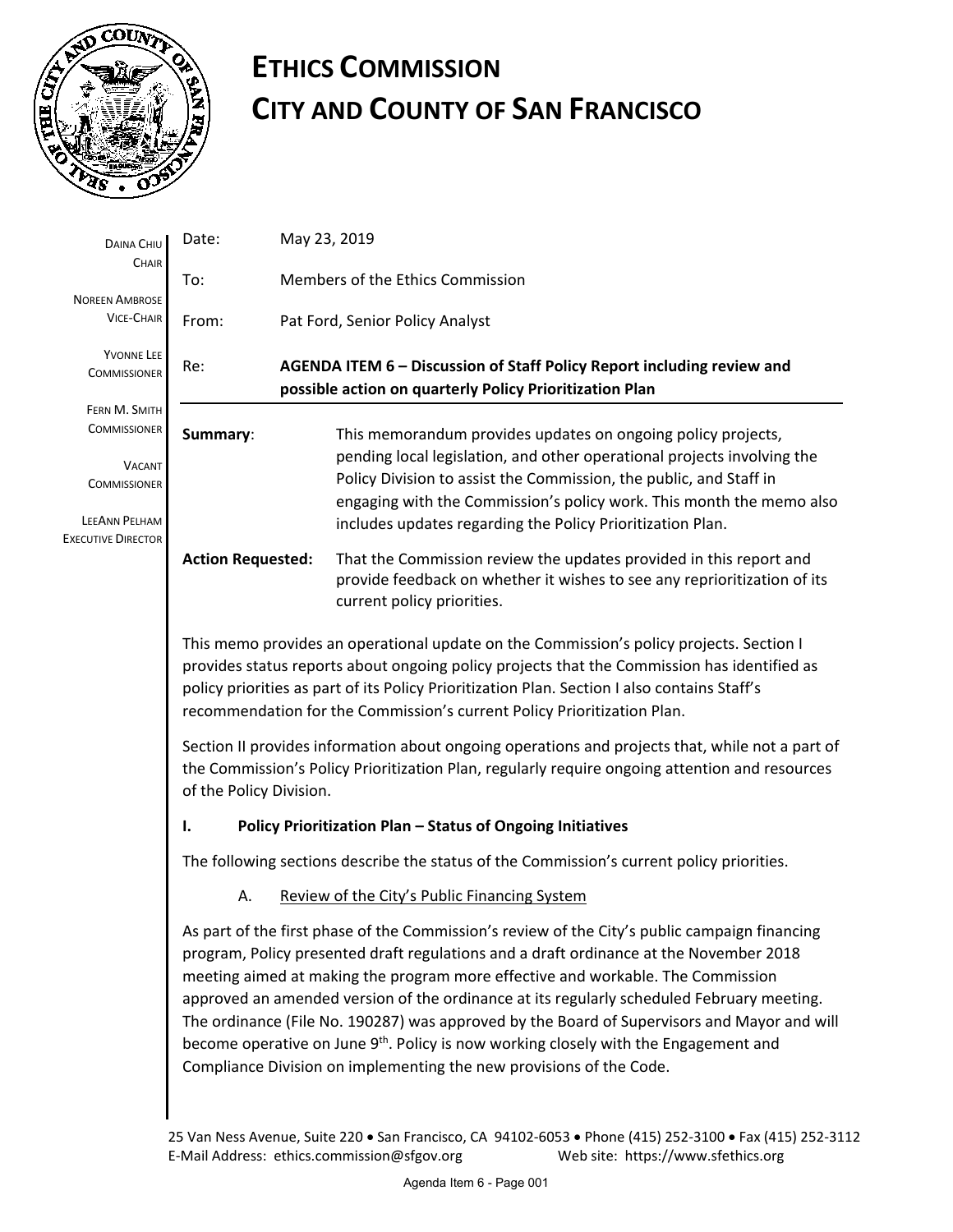# ETHICS COMMISSION
# CITY AND COUNTY OF SAN FRANCISCO

DAINA CHIU
CHAIR

NOREEN AMBROSE
VICE-CHAIR

YVONNE LEE
COMMISSIONER

FERN M. SMITH
COMMISSIONER

VACANT
COMMISSIONER

LEEANN PELHAM
EXECUTIVE DIRECTOR

Date: May 23, 2019

To: Members of the Ethics Commission

From: Pat Ford, Senior Policy Analyst

Re: **AGENDA ITEM 6 – Discussion of Staff Policy Report including review and possible action on quarterly Policy Prioritization Plan**

**Summary**: This memorandum provides updates on ongoing policy projects, pending local legislation, and other operational projects involving the Policy Division to assist the Commission, the public, and Staff in engaging with the Commission's policy work. This month the memo also includes updates regarding the Policy Prioritization Plan.

**Action Requested:** That the Commission review the updates provided in this report and provide feedback on whether it wishes to see any reprioritization of its current policy priorities.

This memo provides an operational update on the Commission's policy projects. Section I provides status reports about ongoing policy projects that the Commission has identified as policy priorities as part of its Policy Prioritization Plan. Section I also contains Staff's recommendation for the Commission's current Policy Prioritization Plan.

Section II provides information about ongoing operations and projects that, while not a part of the Commission's Policy Prioritization Plan, regularly require ongoing attention and resources of the Policy Division.

## I. Policy Prioritization Plan – Status of Ongoing Initiatives

The following sections describe the status of the Commission's current policy priorities.

### A. Review of the City's Public Financing System

As part of the first phase of the Commission's review of the City's public campaign financing program, Policy presented draft regulations and a draft ordinance at the November 2018 meeting aimed at making the program more effective and workable. The Commission approved an amended version of the ordinance at its regularly scheduled February meeting. The ordinance (File No. 190287) was approved by the Board of Supervisors and Mayor and will become operative on June 9th. Policy is now working closely with the Engagement and Compliance Division on implementing the new provisions of the Code.

25 Van Ness Avenue, Suite 220 • San Francisco, CA 94102-6053 • Phone (415) 252-3100 • Fax (415) 252-3112
E-Mail Address: ethics.commission@sfgov.org Web site: https://www.sfethics.org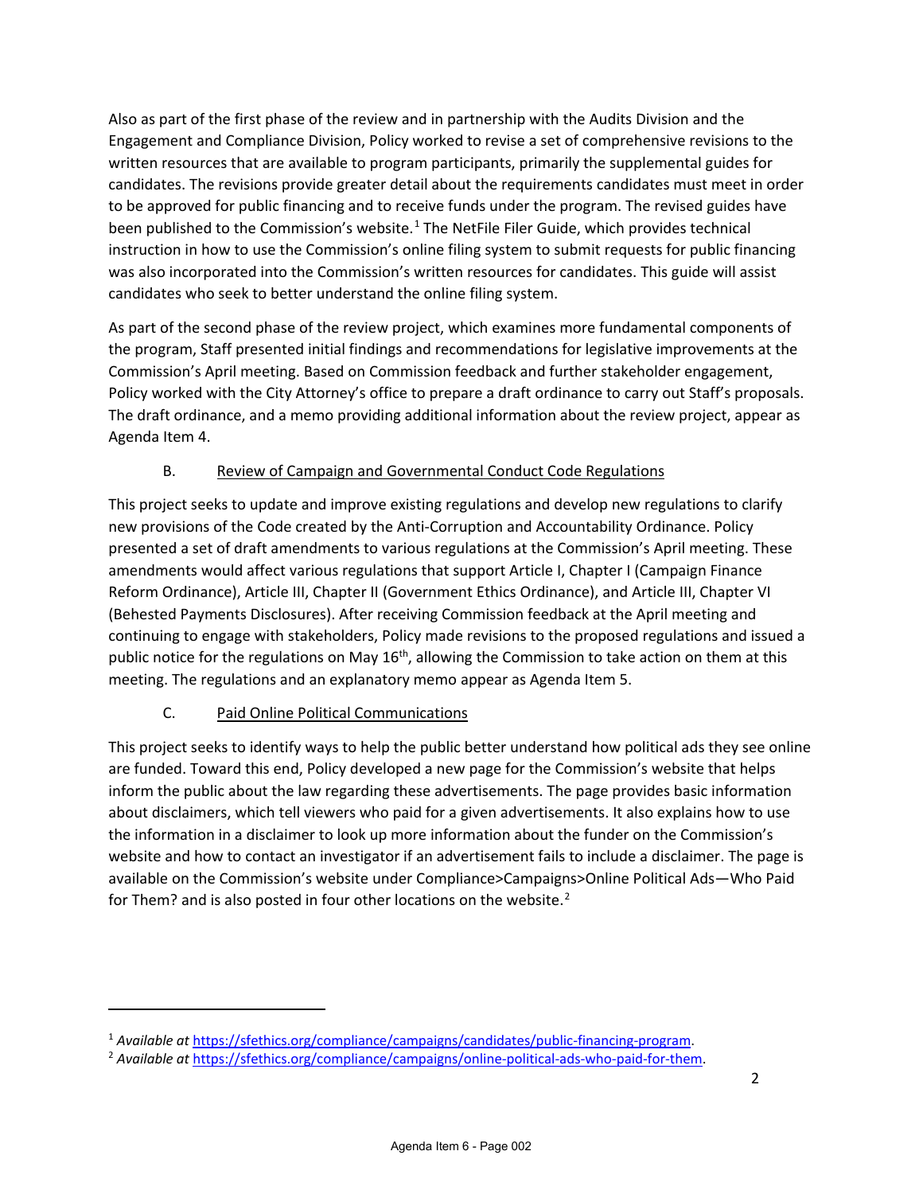Also as part of the first phase of the review and in partnership with the Audits Division and the Engagement and Compliance Division, Policy worked to revise a set of comprehensive revisions to the written resources that are available to program participants, primarily the supplemental guides for candidates. The revisions provide greater detail about the requirements candidates must meet in order to be approved for public financing and to receive funds under the program. The revised guides have been published to the Commission's website.[1] The NetFile Filer Guide, which provides technical instruction in how to use the Commission's online filing system to submit requests for public financing was also incorporated into the Commission's written resources for candidates. This guide will assist candidates who seek to better understand the online filing system.

As part of the second phase of the review project, which examines more fundamental components of the program, Staff presented initial findings and recommendations for legislative improvements at the Commission's April meeting. Based on Commission feedback and further stakeholder engagement, Policy worked with the City Attorney's office to prepare a draft ordinance to carry out Staff's proposals. The draft ordinance, and a memo providing additional information about the review project, appear as Agenda Item 4.

### B. Review of Campaign and Governmental Conduct Code Regulations

This project seeks to update and improve existing regulations and develop new regulations to clarify new provisions of the Code created by the Anti-Corruption and Accountability Ordinance. Policy presented a set of draft amendments to various regulations at the Commission's April meeting. These amendments would affect various regulations that support Article I, Chapter I (Campaign Finance Reform Ordinance), Article III, Chapter II (Government Ethics Ordinance), and Article III, Chapter VI (Behested Payments Disclosures). After receiving Commission feedback at the April meeting and continuing to engage with stakeholders, Policy made revisions to the proposed regulations and issued a public notice for the regulations on May 16th, allowing the Commission to take action on them at this meeting. The regulations and an explanatory memo appear as Agenda Item 5.

### C. Paid Online Political Communications

This project seeks to identify ways to help the public better understand how political ads they see online are funded. Toward this end, Policy developed a new page for the Commission's website that helps inform the public about the law regarding these advertisements. The page provides basic information about disclaimers, which tell viewers who paid for a given advertisements. It also explains how to use the information in a disclaimer to look up more information about the funder on the Commission's website and how to contact an investigator if an advertisement fails to include a disclaimer. The page is available on the Commission's website under Compliance>Campaigns>Online Political Ads—Who Paid for Them? and is also posted in four other locations on the website.[2]

---

[1] *Available at* https://sfethics.org/compliance/campaigns/candidates/public-financing-program.

[2] *Available at* https://sfethics.org/compliance/campaigns/online-political-ads-who-paid-for-them.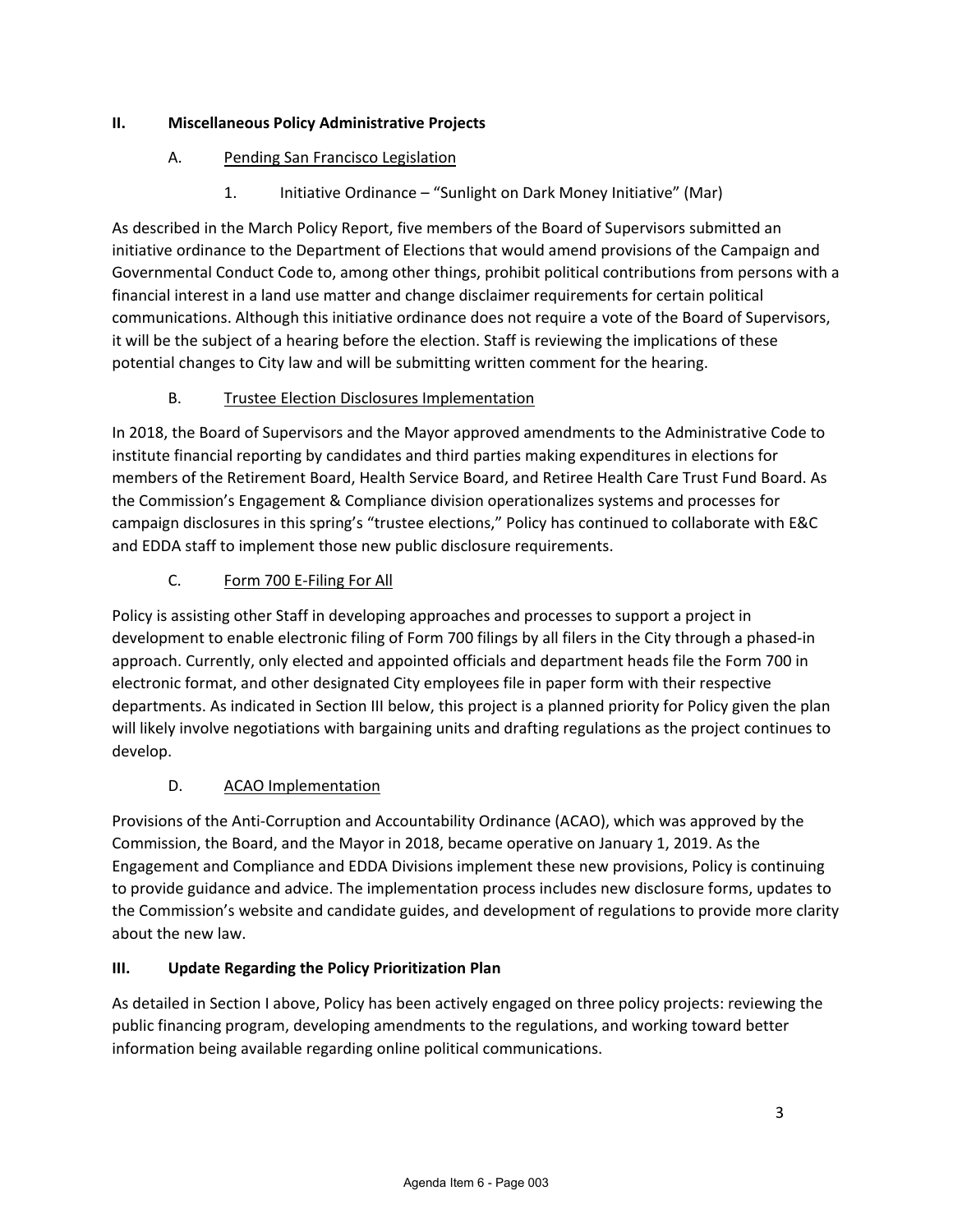## II. Miscellaneous Policy Administrative Projects

### A. Pending San Francisco Legislation

#### 1. Initiative Ordinance – "Sunlight on Dark Money Initiative" (Mar)

As described in the March Policy Report, five members of the Board of Supervisors submitted an initiative ordinance to the Department of Elections that would amend provisions of the Campaign and Governmental Conduct Code to, among other things, prohibit political contributions from persons with a financial interest in a land use matter and change disclaimer requirements for certain political communications. Although this initiative ordinance does not require a vote of the Board of Supervisors, it will be the subject of a hearing before the election. Staff is reviewing the implications of these potential changes to City law and will be submitting written comment for the hearing.

### B. Trustee Election Disclosures Implementation

In 2018, the Board of Supervisors and the Mayor approved amendments to the Administrative Code to institute financial reporting by candidates and third parties making expenditures in elections for members of the Retirement Board, Health Service Board, and Retiree Health Care Trust Fund Board. As the Commission's Engagement & Compliance division operationalizes systems and processes for campaign disclosures in this spring's "trustee elections," Policy has continued to collaborate with E&C and EDDA staff to implement those new public disclosure requirements.

### C. Form 700 E-Filing For All

Policy is assisting other Staff in developing approaches and processes to support a project in development to enable electronic filing of Form 700 filings by all filers in the City through a phased-in approach. Currently, only elected and appointed officials and department heads file the Form 700 in electronic format, and other designated City employees file in paper form with their respective departments. As indicated in Section III below, this project is a planned priority for Policy given the plan will likely involve negotiations with bargaining units and drafting regulations as the project continues to develop.

### D. ACAO Implementation

Provisions of the Anti-Corruption and Accountability Ordinance (ACAO), which was approved by the Commission, the Board, and the Mayor in 2018, became operative on January 1, 2019. As the Engagement and Compliance and EDDA Divisions implement these new provisions, Policy is continuing to provide guidance and advice. The implementation process includes new disclosure forms, updates to the Commission's website and candidate guides, and development of regulations to provide more clarity about the new law.

## III. Update Regarding the Policy Prioritization Plan

As detailed in Section I above, Policy has been actively engaged on three policy projects: reviewing the public financing program, developing amendments to the regulations, and working toward better information being available regarding online political communications.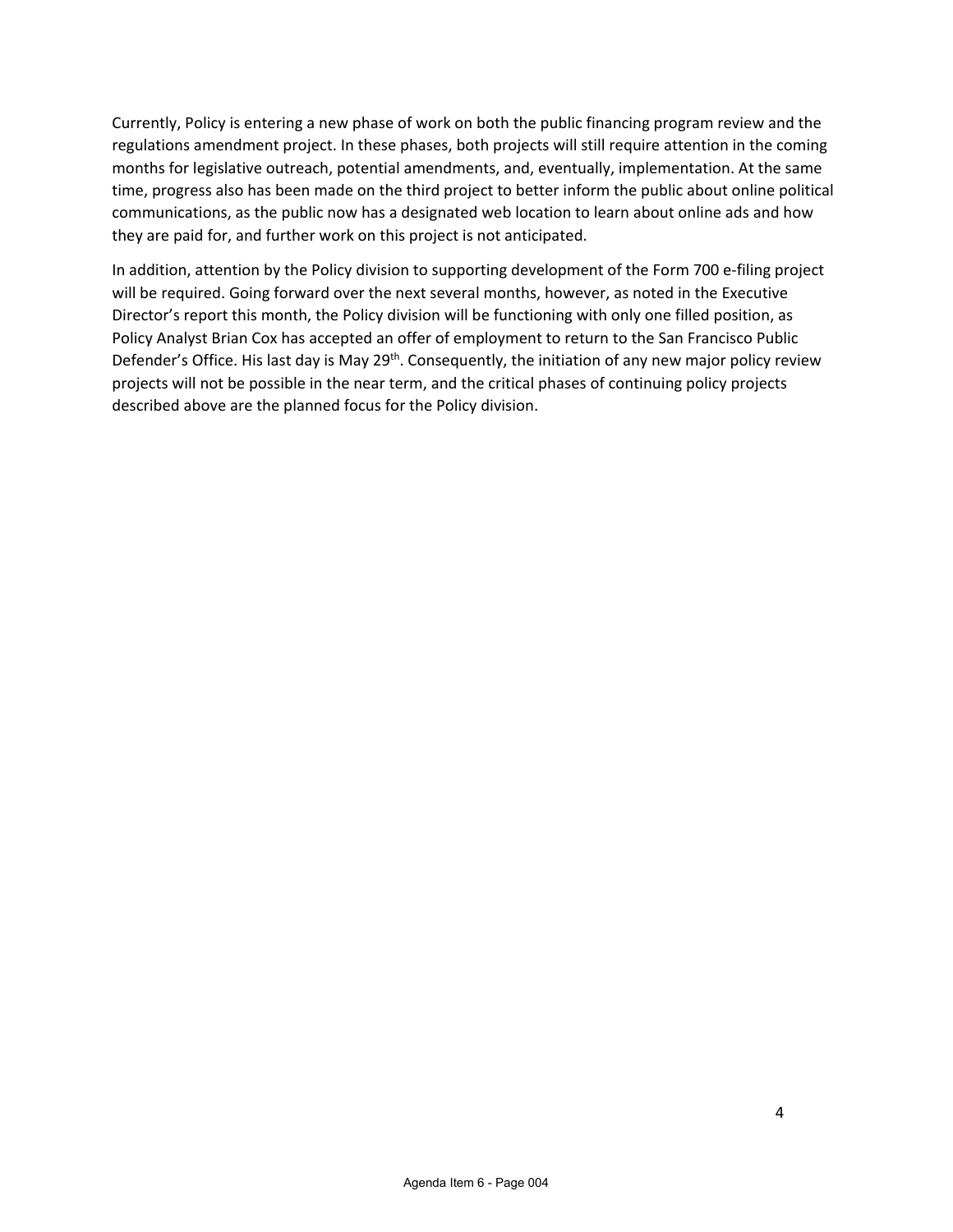Currently, Policy is entering a new phase of work on both the public financing program review and the regulations amendment project. In these phases, both projects will still require attention in the coming months for legislative outreach, potential amendments, and, eventually, implementation. At the same time, progress also has been made on the third project to better inform the public about online political communications, as the public now has a designated web location to learn about online ads and how they are paid for, and further work on this project is not anticipated.

In addition, attention by the Policy division to supporting development of the Form 700 e-filing project will be required. Going forward over the next several months, however, as noted in the Executive Director's report this month, the Policy division will be functioning with only one filled position, as Policy Analyst Brian Cox has accepted an offer of employment to return to the San Francisco Public Defender's Office. His last day is May 29th. Consequently, the initiation of any new major policy review projects will not be possible in the near term, and the critical phases of continuing policy projects described above are the planned focus for the Policy division.